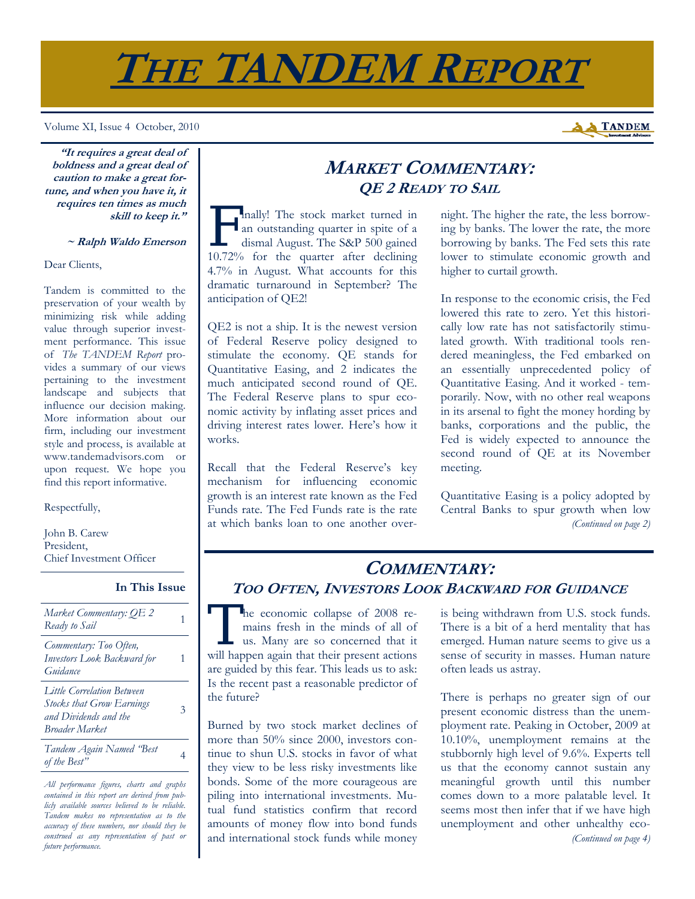# THE TANDEM REPORT

Volume XI, Issue 4 October, 2010

> **"It requires a great deal of boldness and a great deal of caution to make a great fortune, and when you have it, it requires ten times as much skill to keep it."**
>
> **~ Ralph Waldo Emerson**

Dear Clients,

Tandem is committed to the preservation of your wealth by minimizing risk while adding value through superior investment performance. This issue of *The TANDEM Report* provides a summary of our views pertaining to the investment landscape and subjects that influence our decision making. More information about our firm, including our investment style and process, is available at www.tandemadvisors.com or upon request. We hope you find this report informative.

Respectfully,

John B. Carew
President,
Chief Investment Officer

**In This Issue**

| | |
|---|---|
| *Market Commentary: QE 2 Ready to Sail* | 1 |
| *Commentary: Too Often, Investors Look Backward for Guidance* | 1 |
| *Little Correlation Between Stocks that Grow Earnings and Dividends and the Broader Market* | 3 |
| *Tandem Again Named "Best of the Best"* | 4 |

*All performance figures, charts and graphs contained in this report are derived from publicly available sources believed to be reliable. Tandem makes no representation as to the accuracy of these numbers, nor should they be construed as any representation of past or future performance.*

## MARKET COMMENTARY: QE 2 READY TO SAIL

Finally! The stock market turned in an outstanding quarter in spite of a dismal August. The S&P 500 gained 10.72% for the quarter after declining 4.7% in August. What accounts for this dramatic turnaround in September? The anticipation of QE2!

QE2 is not a ship. It is the newest version of Federal Reserve policy designed to stimulate the economy. QE stands for Quantitative Easing, and 2 indicates the much anticipated second round of QE. The Federal Reserve plans to spur economic activity by inflating asset prices and driving interest rates lower. Here's how it works.

Recall that the Federal Reserve's key mechanism for influencing economic growth is an interest rate known as the Fed Funds rate. The Fed Funds rate is the rate at which banks loan to one another overnight. The higher the rate, the less borrowing by banks. The lower the rate, the more borrowing by banks. The Fed sets this rate lower to stimulate economic growth and higher to curtail growth.

In response to the economic crisis, the Fed lowered this rate to zero. Yet this historically low rate has not satisfactorily stimulated growth. With traditional tools rendered meaningless, the Fed embarked on an essentially unprecedented policy of Quantitative Easing. And it worked - temporarily. Now, with no other real weapons in its arsenal to fight the money hording by banks, corporations and the public, the Fed is widely expected to announce the second round of QE at its November meeting.

Quantitative Easing is a policy adopted by Central Banks to spur growth when low

*(Continued on page 2)*

## COMMENTARY: TOO OFTEN, INVESTORS LOOK BACKWARD FOR GUIDANCE

The economic collapse of 2008 remains fresh in the minds of all of us. Many are so concerned that it will happen again that their present actions are guided by this fear. This leads us to ask: Is the recent past a reasonable predictor of the future?

Burned by two stock market declines of more than 50% since 2000, investors continue to shun U.S. stocks in favor of what they view to be less risky investments like bonds. Some of the more courageous are piling into international investments. Mutual fund statistics confirm that record amounts of money flow into bond funds and international stock funds while money is being withdrawn from U.S. stock funds. There is a bit of a herd mentality that has emerged. Human nature seems to give us a sense of security in masses. Human nature often leads us astray.

There is perhaps no greater sign of our present economic distress than the unemployment rate. Peaking in October, 2009 at 10.10%, unemployment remains at the stubbornly high level of 9.6%. Experts tell us that the economy cannot sustain any meaningful growth until this number comes down to a more palatable level. It seems most then infer that if we have high unemployment and other unhealthy eco-

*(Continued on page 4)*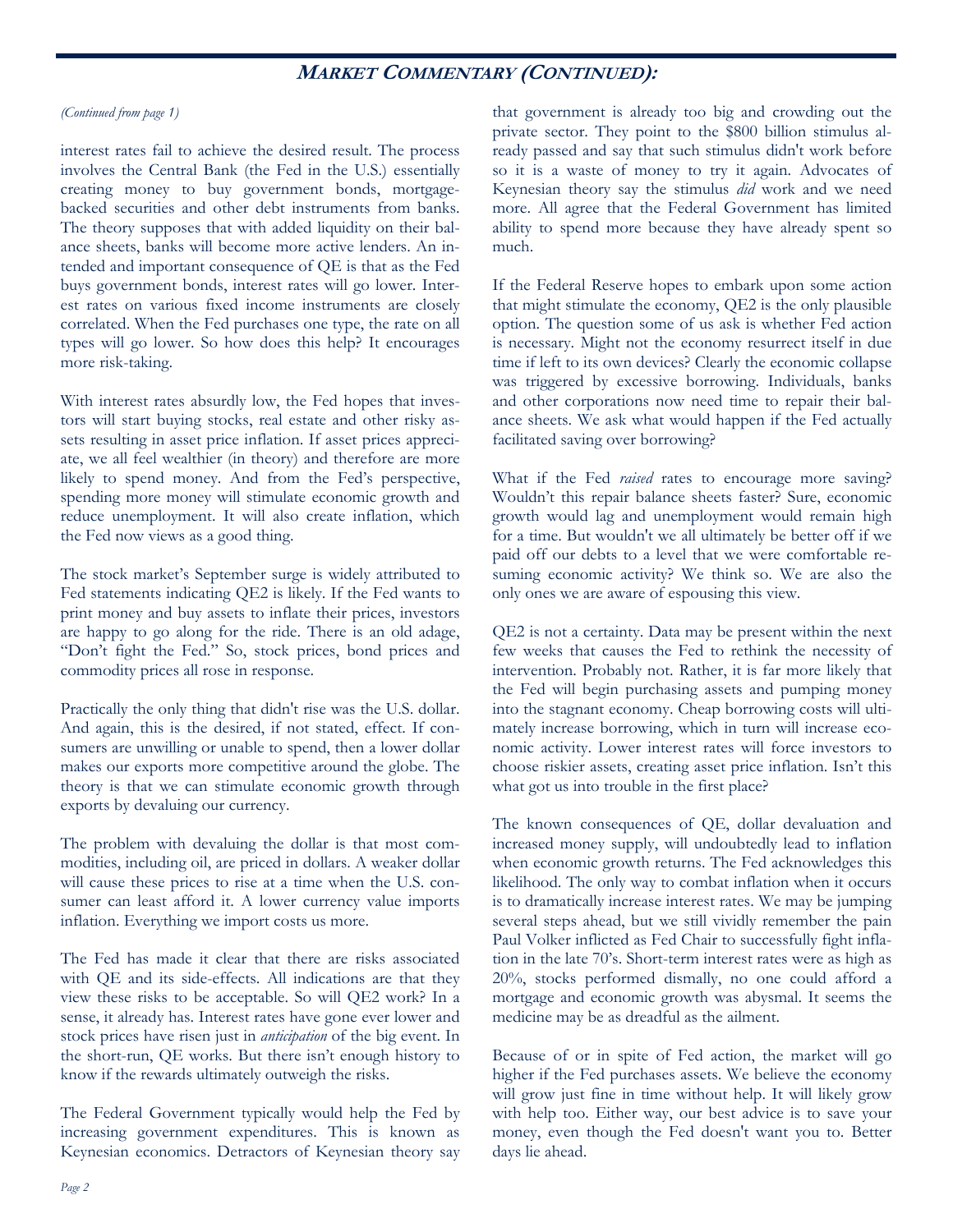## MARKET COMMENTARY (CONTINUED):

*(Continued from page 1)*

interest rates fail to achieve the desired result. The process involves the Central Bank (the Fed in the U.S.) essentially creating money to buy government bonds, mortgage-backed securities and other debt instruments from banks. The theory supposes that with added liquidity on their balance sheets, banks will become more active lenders. An intended and important consequence of QE is that as the Fed buys government bonds, interest rates will go lower. Interest rates on various fixed income instruments are closely correlated. When the Fed purchases one type, the rate on all types will go lower. So how does this help? It encourages more risk-taking.

With interest rates absurdly low, the Fed hopes that investors will start buying stocks, real estate and other risky assets resulting in asset price inflation. If asset prices appreciate, we all feel wealthier (in theory) and therefore are more likely to spend money. And from the Fed's perspective, spending more money will stimulate economic growth and reduce unemployment. It will also create inflation, which the Fed now views as a good thing.

The stock market's September surge is widely attributed to Fed statements indicating QE2 is likely. If the Fed wants to print money and buy assets to inflate their prices, investors are happy to go along for the ride. There is an old adage, "Don't fight the Fed." So, stock prices, bond prices and commodity prices all rose in response.

Practically the only thing that didn't rise was the U.S. dollar. And again, this is the desired, if not stated, effect. If consumers are unwilling or unable to spend, then a lower dollar makes our exports more competitive around the globe. The theory is that we can stimulate economic growth through exports by devaluing our currency.

The problem with devaluing the dollar is that most commodities, including oil, are priced in dollars. A weaker dollar will cause these prices to rise at a time when the U.S. consumer can least afford it. A lower currency value imports inflation. Everything we import costs us more.

The Fed has made it clear that there are risks associated with QE and its side-effects. All indications are that they view these risks to be acceptable. So will QE2 work? In a sense, it already has. Interest rates have gone ever lower and stock prices have risen just in *anticipation* of the big event. In the short-run, QE works. But there isn't enough history to know if the rewards ultimately outweigh the risks.

The Federal Government typically would help the Fed by increasing government expenditures. This is known as Keynesian economics. Detractors of Keynesian theory say that government is already too big and crowding out the private sector. They point to the $800 billion stimulus already passed and say that such stimulus didn't work before so it is a waste of money to try it again. Advocates of Keynesian theory say the stimulus *did* work and we need more. All agree that the Federal Government has limited ability to spend more because they have already spent so much.

If the Federal Reserve hopes to embark upon some action that might stimulate the economy, QE2 is the only plausible option. The question some of us ask is whether Fed action is necessary. Might not the economy resurrect itself in due time if left to its own devices? Clearly the economic collapse was triggered by excessive borrowing. Individuals, banks and other corporations now need time to repair their balance sheets. We ask what would happen if the Fed actually facilitated saving over borrowing?

What if the Fed *raised* rates to encourage more saving? Wouldn't this repair balance sheets faster? Sure, economic growth would lag and unemployment would remain high for a time. But wouldn't we all ultimately be better off if we paid off our debts to a level that we were comfortable resuming economic activity? We think so. We are also the only ones we are aware of espousing this view.

QE2 is not a certainty. Data may be present within the next few weeks that causes the Fed to rethink the necessity of intervention. Probably not. Rather, it is far more likely that the Fed will begin purchasing assets and pumping money into the stagnant economy. Cheap borrowing costs will ultimately increase borrowing, which in turn will increase economic activity. Lower interest rates will force investors to choose riskier assets, creating asset price inflation. Isn't this what got us into trouble in the first place?

The known consequences of QE, dollar devaluation and increased money supply, will undoubtedly lead to inflation when economic growth returns. The Fed acknowledges this likelihood. The only way to combat inflation when it occurs is to dramatically increase interest rates. We may be jumping several steps ahead, but we still vividly remember the pain Paul Volker inflicted as Fed Chair to successfully fight inflation in the late 70's. Short-term interest rates were as high as 20%, stocks performed dismally, no one could afford a mortgage and economic growth was abysmal. It seems the medicine may be as dreadful as the ailment.

Because of or in spite of Fed action, the market will go higher if the Fed purchases assets. We believe the economy will grow just fine in time without help. It will likely grow with help too. Either way, our best advice is to save your money, even though the Fed doesn't want you to. Better days lie ahead.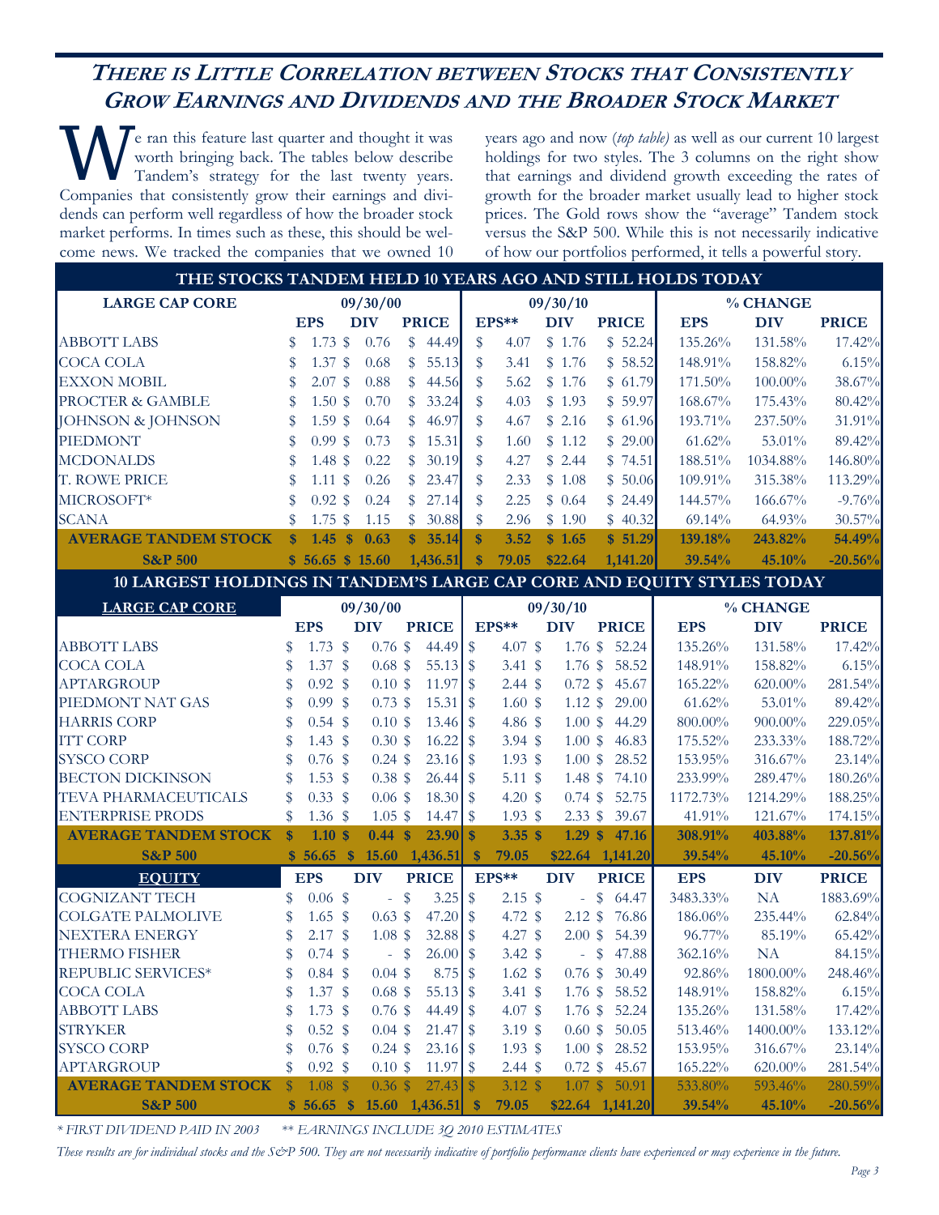## THERE IS LITTLE CORRELATION BETWEEN STOCKS THAT CONSISTENTLY GROW EARNINGS AND DIVIDENDS AND THE BROADER STOCK MARKET

We ran this feature last quarter and thought it was worth bringing back. The tables below describe Tandem's strategy for the last twenty years. Companies that consistently grow their earnings and dividends can perform well regardless of how the broader stock market performs. In times such as these, this should be welcome news. We tracked the companies that we owned 10 years ago and now (*top table*) as well as our current 10 largest holdings for two styles. The 3 columns on the right show that earnings and dividend growth exceeding the rates of growth for the broader market usually lead to higher stock prices. The Gold rows show the "average" Tandem stock versus the S&P 500. While this is not necessarily indicative of how our portfolios performed, it tells a powerful story.

**THE STOCKS TANDEM HELD 10 YEARS AGO AND STILL HOLDS TODAY**

| LARGE CAP CORE | 09/30/00 | | | 09/30/10 | | | % CHANGE | | |
|---|---|---|---|---|---|---|---|---|---|
| | EPS | DIV | PRICE | EPS** | DIV | PRICE | EPS | DIV | PRICE |
| ABBOTT LABS | $ 1.73 | $ 0.76 | $ 44.49 | $ 4.07 | $ 1.76 | $ 52.24 | 135.26% | 131.58% | 17.42% |
| COCA COLA | $ 1.37 | $ 0.68 | $ 55.13 | $ 3.41 | $ 1.76 | $ 58.52 | 148.91% | 158.82% | 6.15% |
| EXXON MOBIL | $ 2.07 | $ 0.88 | $ 44.56 | $ 5.62 | $ 1.76 | $ 61.79 | 171.50% | 100.00% | 38.67% |
| PROCTER & GAMBLE | $ 1.50 | $ 0.70 | $ 33.24 | $ 4.03 | $ 1.93 | $ 59.97 | 168.67% | 175.43% | 80.42% |
| JOHNSON & JOHNSON | $ 1.59 | $ 0.64 | $ 46.97 | $ 4.67 | $ 2.16 | $ 61.96 | 193.71% | 237.50% | 31.91% |
| PIEDMONT | $ 0.99 | $ 0.73 | $ 15.31 | $ 1.60 | $ 1.12 | $ 29.00 | 61.62% | 53.01% | 89.42% |
| MCDONALDS | $ 1.48 | $ 0.22 | $ 30.19 | $ 4.27 | $ 2.44 | $ 74.51 | 188.51% | 1034.88% | 146.80% |
| T. ROWE PRICE | $ 1.11 | $ 0.26 | $ 23.47 | $ 2.33 | $ 1.08 | $ 50.06 | 109.91% | 315.38% | 113.29% |
| MICROSOFT* | $ 0.92 | $ 0.24 | $ 27.14 | $ 2.25 | $ 0.64 | $ 24.49 | 144.57% | 166.67% | -9.76% |
| SCANA | $ 1.75 | $ 1.15 | $ 30.88 | $ 2.96 | $ 1.90 | $ 40.32 | 69.14% | 64.93% | 30.57% |
| **AVERAGE TANDEM STOCK** | **$ 1.45** | **$ 0.63** | **$ 35.14** | **$ 3.52** | **$ 1.65** | **$ 51.29** | **139.18%** | **243.82%** | **54.49%** |
| **S&P 500** | **$ 56.65** | **$ 15.60** | **1,436.51** | **$ 79.05** | **$22.64** | **1,141.20** | **39.54%** | **45.10%** | **-20.56%** |

**10 LARGEST HOLDINGS IN TANDEM'S LARGE CAP CORE AND EQUITY STYLES TODAY**

| LARGE CAP CORE | 09/30/00 | | | 09/30/10 | | | % CHANGE | | |
|---|---|---|---|---|---|---|---|---|---|
| | EPS | DIV | PRICE | EPS** | DIV | PRICE | EPS | DIV | PRICE |
| ABBOTT LABS | $ 1.73 | $ 0.76 | $ 44.49 | $ 4.07 | $ 1.76 | $ 52.24 | 135.26% | 131.58% | 17.42% |
| COCA COLA | $ 1.37 | $ 0.68 | $ 55.13 | $ 3.41 | $ 1.76 | $ 58.52 | 148.91% | 158.82% | 6.15% |
| APTARGROUP | $ 0.92 | $ 0.10 | $ 11.97 | $ 2.44 | $ 0.72 | $ 45.67 | 165.22% | 620.00% | 281.54% |
| PIEDMONT NAT GAS | $ 0.99 | $ 0.73 | $ 15.31 | $ 1.60 | $ 1.12 | $ 29.00 | 61.62% | 53.01% | 89.42% |
| HARRIS CORP | $ 0.54 | $ 0.10 | $ 13.46 | $ 4.86 | $ 1.00 | $ 44.29 | 800.00% | 900.00% | 229.05% |
| ITT CORP | $ 1.43 | $ 0.30 | $ 16.22 | $ 3.94 | $ 1.00 | $ 46.83 | 175.52% | 233.33% | 188.72% |
| SYSCO CORP | $ 0.76 | $ 0.24 | $ 23.16 | $ 1.93 | $ 1.00 | $ 28.52 | 153.95% | 316.67% | 23.14% |
| BECTON DICKINSON | $ 1.53 | $ 0.38 | $ 26.44 | $ 5.11 | $ 1.48 | $ 74.10 | 233.99% | 289.47% | 180.26% |
| TEVA PHARMACEUTICALS | $ 0.33 | $ 0.06 | $ 18.30 | $ 4.20 | $ 0.74 | $ 52.75 | 1172.73% | 1214.29% | 188.25% |
| ENTERPRISE PRODS | $ 1.36 | $ 1.05 | $ 14.47 | $ 1.93 | $ 2.33 | $ 39.67 | 41.91% | 121.67% | 174.15% |
| **AVERAGE TANDEM STOCK** | **$ 1.10** | **$ 0.44** | **$ 23.90** | **$ 3.35** | **$ 1.29** | **$ 47.16** | **308.91%** | **403.88%** | **137.81%** |
| **S&P 500** | **$ 56.65** | **$ 15.60** | **1,436.51** | **$ 79.05** | **$22.64** | **1,141.20** | **39.54%** | **45.10%** | **-20.56%** |
| **EQUITY** | **EPS** | **DIV** | **PRICE** | **EPS**** | **DIV** | **PRICE** | **EPS** | **DIV** | **PRICE** |
| COGNIZANT TECH | $ 0.06 | $ - | $ 3.25 | $ 2.15 | $ - | $ 64.47 | 3483.33% | NA | 1883.69% |
| COLGATE PALMOLIVE | $ 1.65 | $ 0.63 | $ 47.20 | $ 4.72 | $ 2.12 | $ 76.86 | 186.06% | 235.44% | 62.84% |
| NEXTERA ENERGY | $ 2.17 | $ 1.08 | $ 32.88 | $ 4.27 | $ 2.00 | $ 54.39 | 96.77% | 85.19% | 65.42% |
| THERMO FISHER | $ 0.74 | $ - | $ 26.00 | $ 3.42 | $ - | $ 47.88 | 362.16% | NA | 84.15% |
| REPUBLIC SERVICES* | $ 0.84 | $ 0.04 | $ 8.75 | $ 1.62 | $ 0.76 | $ 30.49 | 92.86% | 1800.00% | 248.46% |
| COCA COLA | $ 1.37 | $ 0.68 | $ 55.13 | $ 3.41 | $ 1.76 | $ 58.52 | 148.91% | 158.82% | 6.15% |
| ABBOTT LABS | $ 1.73 | $ 0.76 | $ 44.49 | $ 4.07 | $ 1.76 | $ 52.24 | 135.26% | 131.58% | 17.42% |
| STRYKER | $ 0.52 | $ 0.04 | $ 21.47 | $ 3.19 | $ 0.60 | $ 50.05 | 513.46% | 1400.00% | 133.12% |
| SYSCO CORP | $ 0.76 | $ 0.24 | $ 23.16 | $ 1.93 | $ 1.00 | $ 28.52 | 153.95% | 316.67% | 23.14% |
| APTARGROUP | $ 0.92 | $ 0.10 | $ 11.97 | $ 2.44 | $ 0.72 | $ 45.67 | 165.22% | 620.00% | 281.54% |
| **AVERAGE TANDEM STOCK** | **$ 1.08** | **$ 0.36** | **$ 27.43** | **$ 3.12** | **$ 1.07** | **$ 50.91** | **533.80%** | **593.46%** | **280.59%** |
| **S&P 500** | **$ 56.65** | **$ 15.60** | **1,436.51** | **$ 79.05** | **$22.64** | **1,141.20** | **39.54%** | **45.10%** | **-20.56%** |

*\* FIRST DIVIDEND PAID IN 2003 &nbsp;&nbsp;&nbsp; \*\* EARNINGS INCLUDE 3Q 2010 ESTIMATES*

*These results are for individual stocks and the S&P 500. They are not necessarily indicative of portfolio performance clients have experienced or may experience in the future.*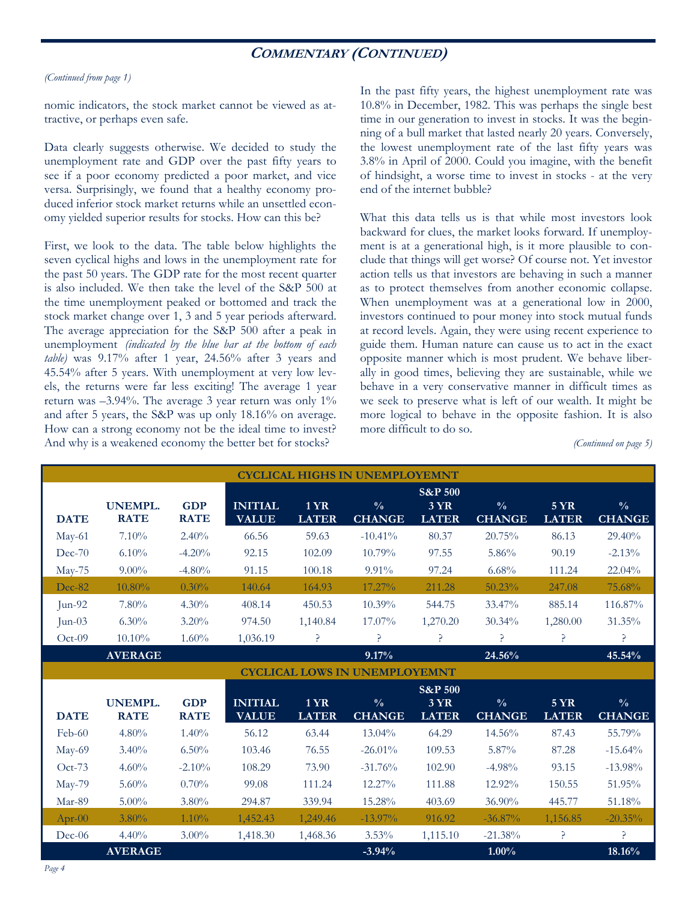## COMMENTARY (CONTINUED)

*(Continued from page 1)*

nomic indicators, the stock market cannot be viewed as attractive, or perhaps even safe.

Data clearly suggests otherwise. We decided to study the unemployment rate and GDP over the past fifty years to see if a poor economy predicted a poor market, and vice versa. Surprisingly, we found that a healthy economy produced inferior stock market returns while an unsettled economy yielded superior results for stocks. How can this be?

First, we look to the data. The table below highlights the seven cyclical highs and lows in the unemployment rate for the past 50 years. The GDP rate for the most recent quarter is also included. We then take the level of the S&P 500 at the time unemployment peaked or bottomed and track the stock market change over 1, 3 and 5 year periods afterward. The average appreciation for the S&P 500 after a peak in unemployment *(indicated by the blue bar at the bottom of each table)* was 9.17% after 1 year, 24.56% after 3 years and 45.54% after 5 years. With unemployment at very low levels, the returns were far less exciting! The average 1 year return was –3.94%. The average 3 year return was only 1% and after 5 years, the S&P was up only 18.16% on average. How can a strong economy not be the ideal time to invest? And why is a weakened economy the better bet for stocks?

In the past fifty years, the highest unemployment rate was 10.8% in December, 1982. This was perhaps the single best time in our generation to invest in stocks. It was the beginning of a bull market that lasted nearly 20 years. Conversely, the lowest unemployment rate of the last fifty years was 3.8% in April of 2000. Could you imagine, with the benefit of hindsight, a worse time to invest in stocks - at the very end of the internet bubble?

What this data tells us is that while most investors look backward for clues, the market looks forward. If unemployment is at a generational high, is it more plausible to conclude that things will get worse? Of course not. Yet investor action tells us that investors are behaving in such a manner as to protect themselves from another economic collapse. When unemployment was at a generational low in 2000, investors continued to pour money into stock mutual funds at record levels. Again, they were using recent experience to guide them. Human nature can cause us to act in the exact opposite manner which is most prudent. We behave liberally in good times, believing they are sustainable, while we behave in a very conservative manner in difficult times as we seek to preserve what is left of our wealth. It might be more logical to behave in the opposite fashion. It is also more difficult to do so.

*(Continued on page 5)*

**CYCLICAL HIGHS IN UNEMPLOYEMNT**

| DATE | UNEMPL. RATE | GDP RATE | INITIAL VALUE | 1 YR LATER | % CHANGE | S&P 500 3 YR LATER | % CHANGE | 5 YR LATER | % CHANGE |
|---|---|---|---|---|---|---|---|---|---|
| May-61 | 7.10% | 2.40% | 66.56 | 59.63 | -10.41% | 80.37 | 20.75% | 86.13 | 29.40% |
| Dec-70 | 6.10% | -4.20% | 92.15 | 102.09 | 10.79% | 97.55 | 5.86% | 90.19 | -2.13% |
| May-75 | 9.00% | -4.80% | 91.15 | 100.18 | 9.91% | 97.24 | 6.68% | 111.24 | 22.04% |
| Dec-82 | 10.80% | 0.30% | 140.64 | 164.93 | 17.27% | 211.28 | 50.23% | 247.08 | 75.68% |
| Jun-92 | 7.80% | 4.30% | 408.14 | 450.53 | 10.39% | 544.75 | 33.47% | 885.14 | 116.87% |
| Jun-03 | 6.30% | 3.20% | 974.50 | 1,140.84 | 17.07% | 1,270.20 | 30.34% | 1,280.00 | 31.35% |
| Oct-09 | 10.10% | 1.60% | 1,036.19 | ? | ? | ? | ? | ? | ? |
| | **AVERAGE** | | | | **9.17%** | | **24.56%** | | **45.54%** |

**CYCLICAL LOWS IN UNEMPLOYEMNT**

| DATE | UNEMPL. RATE | GDP RATE | INITIAL VALUE | 1 YR LATER | % CHANGE | S&P 500 3 YR LATER | % CHANGE | 5 YR LATER | % CHANGE |
|---|---|---|---|---|---|---|---|---|---|
| Feb-60 | 4.80% | 1.40% | 56.12 | 63.44 | 13.04% | 64.29 | 14.56% | 87.43 | 55.79% |
| May-69 | 3.40% | 6.50% | 103.46 | 76.55 | -26.01% | 109.53 | 5.87% | 87.28 | -15.64% |
| Oct-73 | 4.60% | -2.10% | 108.29 | 73.90 | -31.76% | 102.90 | -4.98% | 93.15 | -13.98% |
| May-79 | 5.60% | 0.70% | 99.08 | 111.24 | 12.27% | 111.88 | 12.92% | 150.55 | 51.95% |
| Mar-89 | 5.00% | 3.80% | 294.87 | 339.94 | 15.28% | 403.69 | 36.90% | 445.77 | 51.18% |
| Apr-00 | 3.80% | 1.10% | 1,452.43 | 1,249.46 | -13.97% | 916.92 | -36.87% | 1,156.85 | -20.35% |
| Dec-06 | 4.40% | 3.00% | 1,418.30 | 1,468.36 | 3.53% | 1,115.10 | -21.38% | ? | ? |
| | **AVERAGE** | | | | **-3.94%** | | **1.00%** | | **18.16%** |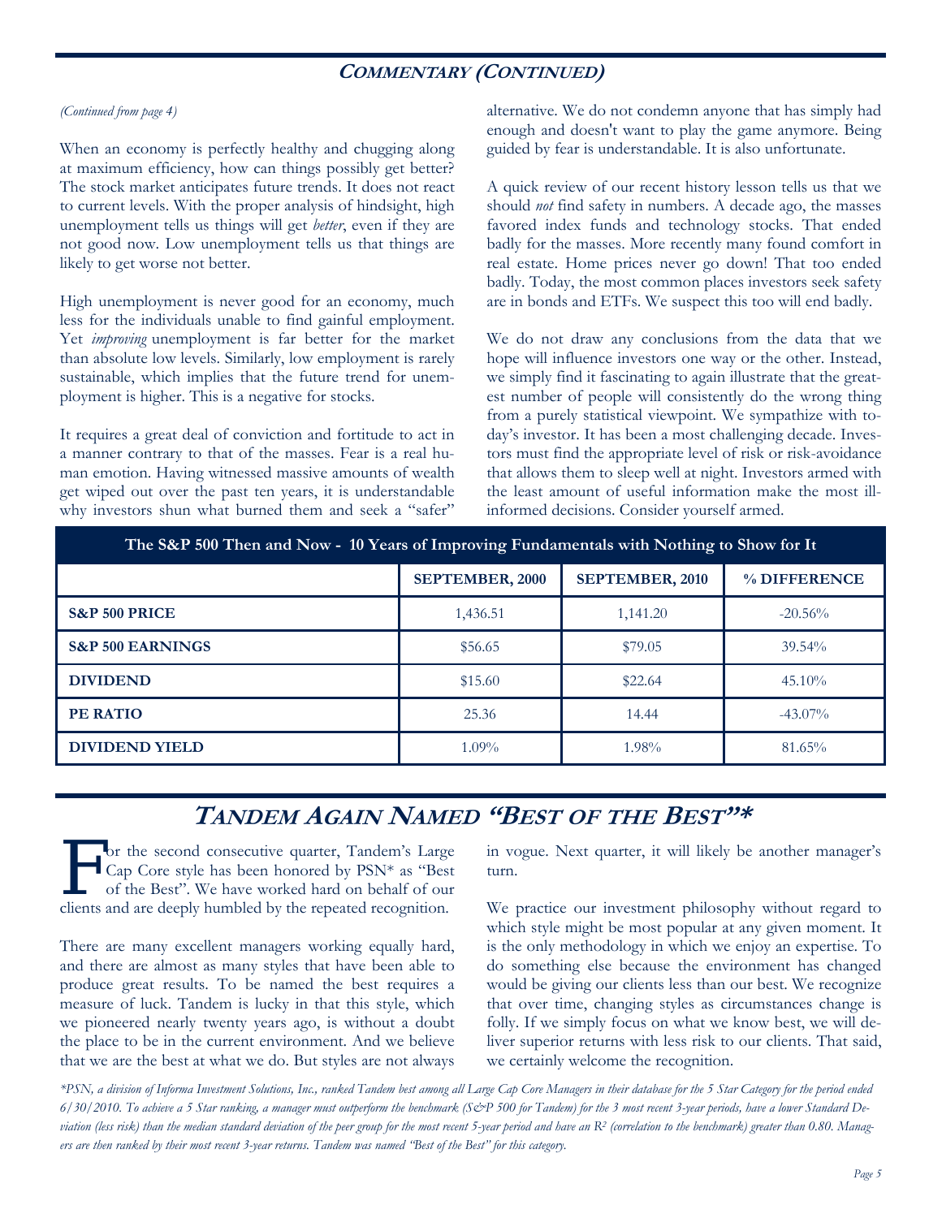## COMMENTARY (CONTINUED)

*(Continued from page 4)*

When an economy is perfectly healthy and chugging along at maximum efficiency, how can things possibly get better? The stock market anticipates future trends. It does not react to current levels. With the proper analysis of hindsight, high unemployment tells us things will get *better*, even if they are not good now. Low unemployment tells us that things are likely to get worse not better.

High unemployment is never good for an economy, much less for the individuals unable to find gainful employment. Yet *improving* unemployment is far better for the market than absolute low levels. Similarly, low employment is rarely sustainable, which implies that the future trend for unemployment is higher. This is a negative for stocks.

It requires a great deal of conviction and fortitude to act in a manner contrary to that of the masses. Fear is a real human emotion. Having witnessed massive amounts of wealth get wiped out over the past ten years, it is understandable why investors shun what burned them and seek a "safer" alternative. We do not condemn anyone that has simply had enough and doesn't want to play the game anymore. Being guided by fear is understandable. It is also unfortunate.

A quick review of our recent history lesson tells us that we should *not* find safety in numbers. A decade ago, the masses favored index funds and technology stocks. That ended badly for the masses. More recently many found comfort in real estate. Home prices never go down! That too ended badly. Today, the most common places investors seek safety are in bonds and ETFs. We suspect this too will end badly.

We do not draw any conclusions from the data that we hope will influence investors one way or the other. Instead, we simply find it fascinating to again illustrate that the greatest number of people will consistently do the wrong thing from a purely statistical viewpoint. We sympathize with today's investor. It has been a most challenging decade. Investors must find the appropriate level of risk or risk-avoidance that allows them to sleep well at night. Investors armed with the least amount of useful information make the most ill-informed decisions. Consider yourself armed.

**The S&P 500 Then and Now - 10 Years of Improving Fundamentals with Nothing to Show for It**

| | SEPTEMBER, 2000 | SEPTEMBER, 2010 | % DIFFERENCE |
|---|---|---|---|
| **S&P 500 PRICE** | 1,436.51 | 1,141.20 | -20.56% |
| **S&P 500 EARNINGS** | $56.65 | $79.05 | 39.54% |
| **DIVIDEND** | $15.60 | $22.64 | 45.10% |
| **PE RATIO** | 25.36 | 14.44 | -43.07% |
| **DIVIDEND YIELD** | 1.09% | 1.98% | 81.65% |

## TANDEM AGAIN NAMED "BEST OF THE BEST"*

For the second consecutive quarter, Tandem's Large Cap Core style has been honored by PSN* as "Best of the Best". We have worked hard on behalf of our clients and are deeply humbled by the repeated recognition.

There are many excellent managers working equally hard, and there are almost as many styles that have been able to produce great results. To be named the best requires a measure of luck. Tandem is lucky in that this style, which we pioneered nearly twenty years ago, is without a doubt the place to be in the current environment. And we believe that we are the best at what we do. But styles are not always in vogue. Next quarter, it will likely be another manager's turn.

We practice our investment philosophy without regard to which style might be most popular at any given moment. It is the only methodology in which we enjoy an expertise. To do something else because the environment has changed would be giving our clients less than our best. We recognize that over time, changing styles as circumstances change is folly. If we simply focus on what we know best, we will deliver superior returns with less risk to our clients. That said, we certainly welcome the recognition.

*\*PSN, a division of Informa Investment Solutions, Inc., ranked Tandem best among all Large Cap Core Managers in their database for the 5 Star Category for the period ended 6/30/2010. To achieve a 5 Star ranking, a manager must outperform the benchmark (S&P 500 for Tandem) for the 3 most recent 3-year periods, have a lower Standard Deviation (less risk) than the median standard deviation of the peer group for the most recent 5-year period and have an $R^2$ (correlation to the benchmark) greater than 0.80. Managers are then ranked by their most recent 3-year returns. Tandem was named "Best of the Best" for this category.*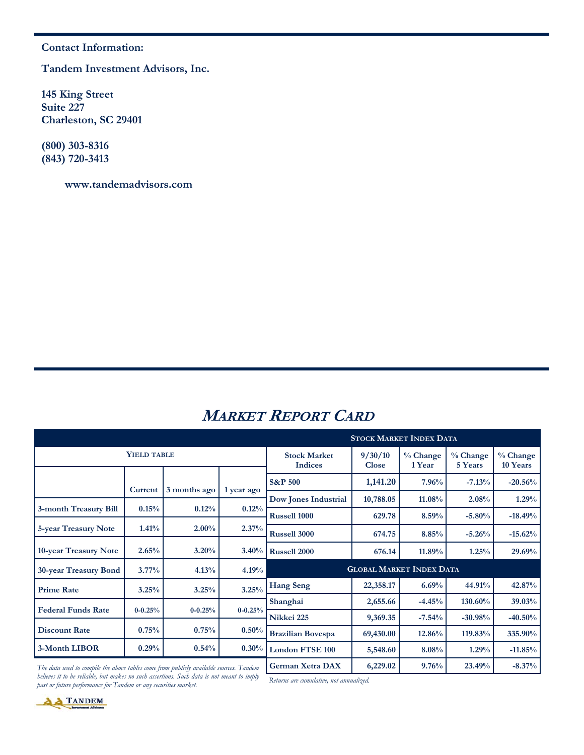**Contact Information:**

**Tandem Investment Advisors, Inc.**

**145 King Street**
**Suite 227**
**Charleston, SC 29401**

**(800) 303-8316**
**(843) 720-3413**

**www.tandemadvisors.com**

## *Market Report Card*

**Yield Table**

| | Current | 3 months ago | 1 year ago |
|---|---|---|---|
| 3-month Treasury Bill | 0.15% | 0.12% | 0.12% |
| 5-year Treasury Note | 1.41% | 2.00% | 2.37% |
| 10-year Treasury Note | 2.65% | 3.20% | 3.40% |
| 30-year Treasury Bond | 3.77% | 4.13% | 4.19% |
| Prime Rate | 3.25% | 3.25% | 3.25% |
| Federal Funds Rate | 0-0.25% | 0-0.25% | 0-0.25% |
| Discount Rate | 0.75% | 0.75% | 0.50% |
| 3-Month LIBOR | 0.29% | 0.54% | 0.30% |

*The data used to compile the above tables come from publicly available sources. Tandem believes it to be reliable, but makes no such assertions. Such data is not meant to imply past or future performance for Tandem or any securities market.*

**Stock Market Index Data**

| Stock Market Indices | 9/30/10 Close | % Change 1 Year | % Change 5 Years | % Change 10 Years |
|---|---|---|---|---|
| S&P 500 | 1,141.20 | 7.96% | -7.13% | -20.56% |
| Dow Jones Industrial | 10,788.05 | 11.08% | 2.08% | 1.29% |
| Russell 1000 | 629.78 | 8.59% | -5.80% | -18.49% |
| Russell 3000 | 674.75 | 8.85% | -5.26% | -15.62% |
| Russell 2000 | 676.14 | 11.89% | 1.25% | 29.69% |
| **Global Market Index Data** | | | | |
| Hang Seng | 22,358.17 | 6.69% | 44.91% | 42.87% |
| Shanghai | 2,655.66 | -4.45% | 130.60% | 39.03% |
| Nikkei 225 | 9,369.35 | -7.54% | -30.98% | -40.50% |
| Brazilian Bovespa | 69,430.00 | 12.86% | 119.83% | 335.90% |
| London FTSE 100 | 5,548.60 | 8.08% | 1.29% | -11.85% |
| German Xetra DAX | 6,229.02 | 9.76% | 23.49% | -8.37% |

*Returns are cumulative, not annualized.*

Tandem Investment Advisors